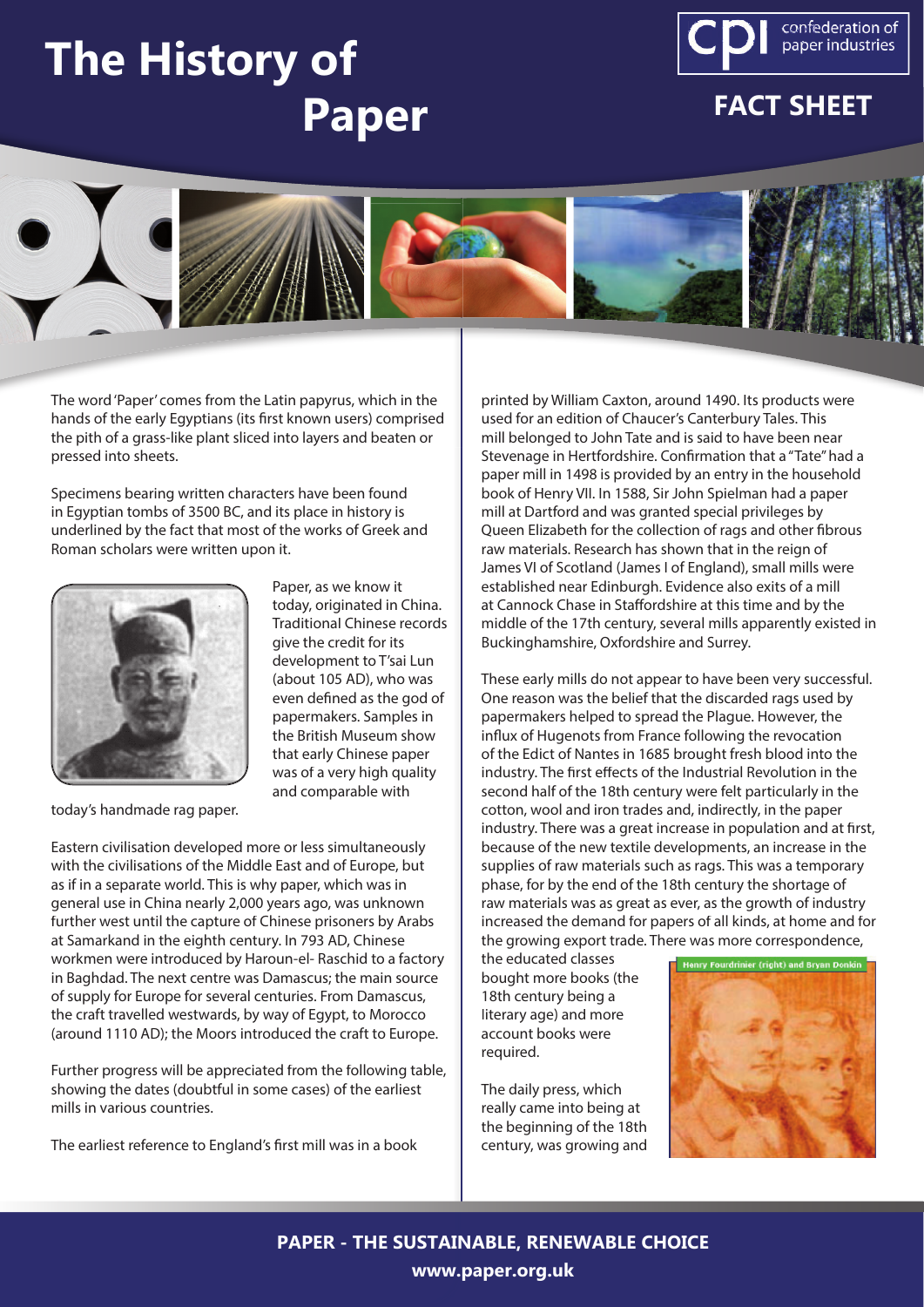# The History of Paper

**FACT SHEET**

The word 'Paper' comes from the Latin papyrus, which in the hands of the early Egyptians (its first known users) comprised the pith of a grass-like plant sliced into layers and beaten or pressed into sheets.

Specimens bearing written characters have been found in Egyptian tombs of 3500 BC, and its place in history is underlined by the fact that most of the works of Greek and Roman scholars were written upon it.

Paper, as we know it today, originated in China. Traditional Chinese records give the credit for its development to T'sai Lun (about 105 AD), who was even defined as the god of papermakers. Samples in the British Museum show that early Chinese paper was of a very high quality and comparable with today's handmade rag paper.

Eastern civilisation developed more or less simultaneously with the civilisations of the Middle East and of Europe, but as if in a separate world. This is why paper, which was in general use in China nearly 2,000 years ago, was unknown further west until the capture of Chinese prisoners by Arabs at Samarkand in the eighth century. In 793 AD, Chinese workmen were introduced by Haroun-el- Raschid to a factory in Baghdad. The next centre was Damascus; the main source of supply for Europe for several centuries. From Damascus, the craft travelled westwards, by way of Egypt, to Morocco (around 1110 AD); the Moors introduced the craft to Europe.

Further progress will be appreciated from the following table, showing the dates (doubtful in some cases) of the earliest mills in various countries.

The earliest reference to England's first mill was in a book printed by William Caxton, around 1490. Its products were used for an edition of Chaucer's Canterbury Tales. This mill belonged to John Tate and is said to have been near Stevenage in Hertfordshire. Confirmation that a "Tate" had a paper mill in 1498 is provided by an entry in the household book of Henry VII. In 1588, Sir John Spielman had a paper mill at Dartford and was granted special privileges by Queen Elizabeth for the collection of rags and other fibrous raw materials. Research has shown that in the reign of James VI of Scotland (James I of England), small mills were established near Edinburgh. Evidence also exits of a mill at Cannock Chase in Staffordshire at this time and by the middle of the 17th century, several mills apparently existed in Buckinghamshire, Oxfordshire and Surrey.

These early mills do not appear to have been very successful. One reason was the belief that the discarded rags used by papermakers helped to spread the Plague. However, the influx of Hugenots from France following the revocation of the Edict of Nantes in 1685 brought fresh blood into the industry. The first effects of the Industrial Revolution in the second half of the 18th century were felt particularly in the cotton, wool and iron trades and, indirectly, in the paper industry. There was a great increase in population and at first, because of the new textile developments, an increase in the supplies of raw materials such as rags. This was a temporary phase, for by the end of the 18th century the shortage of raw materials was as great as ever, as the growth of industry increased the demand for papers of all kinds, at home and for the growing export trade. There was more correspondence, the educated classes bought more books (the 18th century being a literary age) and more account books were required.

Henry Fourdrinier (right) and Bryan Donkin

The daily press, which really came into being at the beginning of the 18th century, was growing and

**PAPER - THE SUSTAINABLE, RENEWABLE CHOICE**
**www.paper.org.uk**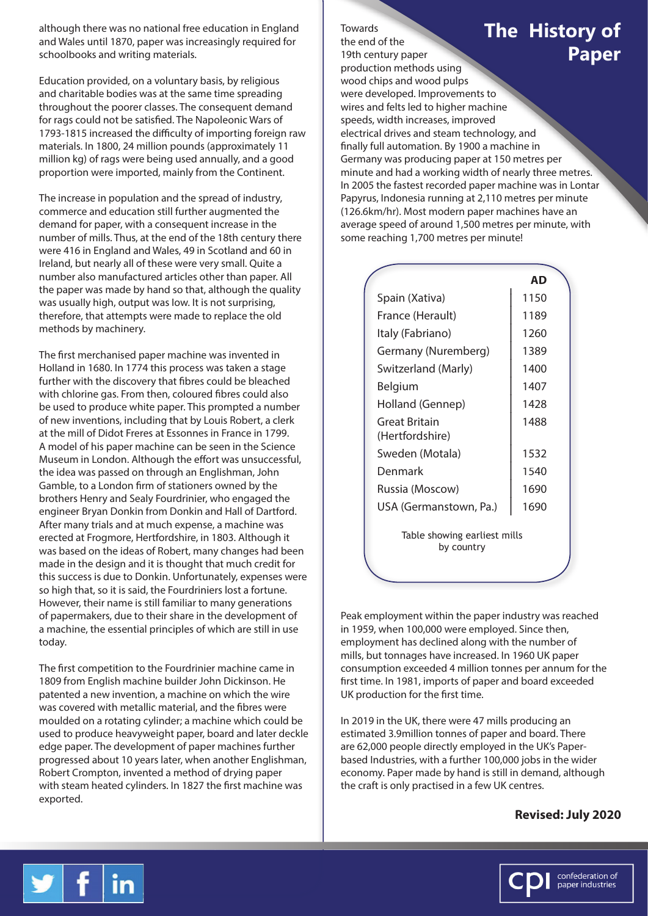although there was no national free education in England and Wales until 1870, paper was increasingly required for schoolbooks and writing materials.

Education provided, on a voluntary basis, by religious and charitable bodies was at the same time spreading throughout the poorer classes. The consequent demand for rags could not be satisfied. The Napoleonic Wars of 1793-1815 increased the difficulty of importing foreign raw materials. In 1800, 24 million pounds (approximately 11 million kg) of rags were being used annually, and a good proportion were imported, mainly from the Continent.

The increase in population and the spread of industry, commerce and education still further augmented the demand for paper, with a consequent increase in the number of mills. Thus, at the end of the 18th century there were 416 in England and Wales, 49 in Scotland and 60 in Ireland, but nearly all of these were very small. Quite a number also manufactured articles other than paper. All the paper was made by hand so that, although the quality was usually high, output was low. It is not surprising, therefore, that attempts were made to replace the old methods by machinery.

The first merchanised paper machine was invented in Holland in 1680. In 1774 this process was taken a stage further with the discovery that fibres could be bleached with chlorine gas. From then, coloured fibres could also be used to produce white paper. This prompted a number of new inventions, including that by Louis Robert, a clerk at the mill of Didot Freres at Essonnes in France in 1799. A model of his paper machine can be seen in the Science Museum in London. Although the effort was unsuccessful, the idea was passed on through an Englishman, John Gamble, to a London firm of stationers owned by the brothers Henry and Sealy Fourdrinier, who engaged the engineer Bryan Donkin from Donkin and Hall of Dartford. After many trials and at much expense, a machine was erected at Frogmore, Hertfordshire, in 1803. Although it was based on the ideas of Robert, many changes had been made in the design and it is thought that much credit for this success is due to Donkin. Unfortunately, expenses were so high that, so it is said, the Fourdriniers lost a fortune. However, their name is still familiar to many generations of papermakers, due to their share in the development of a machine, the essential principles of which are still in use today.

The first competition to the Fourdrinier machine came in 1809 from English machine builder John Dickinson. He patented a new invention, a machine on which the wire was covered with metallic material, and the fibres were moulded on a rotating cylinder; a machine which could be used to produce heavyweight paper, board and later deckle edge paper. The development of paper machines further progressed about 10 years later, when another Englishman, Robert Crompton, invented a method of drying paper with steam heated cylinders. In 1827 the first machine was exported.

# The History of Paper

Towards the end of the 19th century paper production methods using wood chips and wood pulps were developed. Improvements to wires and felts led to higher machine speeds, width increases, improved electrical drives and steam technology, and finally full automation. By 1900 a machine in Germany was producing paper at 150 metres per minute and had a working width of nearly three metres. In 2005 the fastest recorded paper machine was in Lontar Papyrus, Indonesia running at 2,110 metres per minute (126.6km/hr). Most modern paper machines have an average speed of around 1,500 metres per minute, with some reaching 1,700 metres per minute!

| | AD |
|---|---|
| Spain (Xativa) | 1150 |
| France (Herault) | 1189 |
| Italy (Fabriano) | 1260 |
| Germany (Nuremberg) | 1389 |
| Switzerland (Marly) | 1400 |
| Belgium | 1407 |
| Holland (Gennep) | 1428 |
| Great Britain (Hertfordshire) | 1488 |
| Sweden (Motala) | 1532 |
| Denmark | 1540 |
| Russia (Moscow) | 1690 |
| USA (Germanstown, Pa.) | 1690 |

Table showing earliest mills by country

Peak employment within the paper industry was reached in 1959, when 100,000 were employed. Since then, employment has declined along with the number of mills, but tonnages have increased. In 1960 UK paper consumption exceeded 4 million tonnes per annum for the first time. In 1981, imports of paper and board exceeded UK production for the first time.

In 2019 in the UK, there were 47 mills producing an estimated 3.9million tonnes of paper and board. There are 62,000 people directly employed in the UK's Paper-based Industries, with a further 100,000 jobs in the wider economy. Paper made by hand is still in demand, although the craft is only practised in a few UK centres.

**Revised: July 2020**